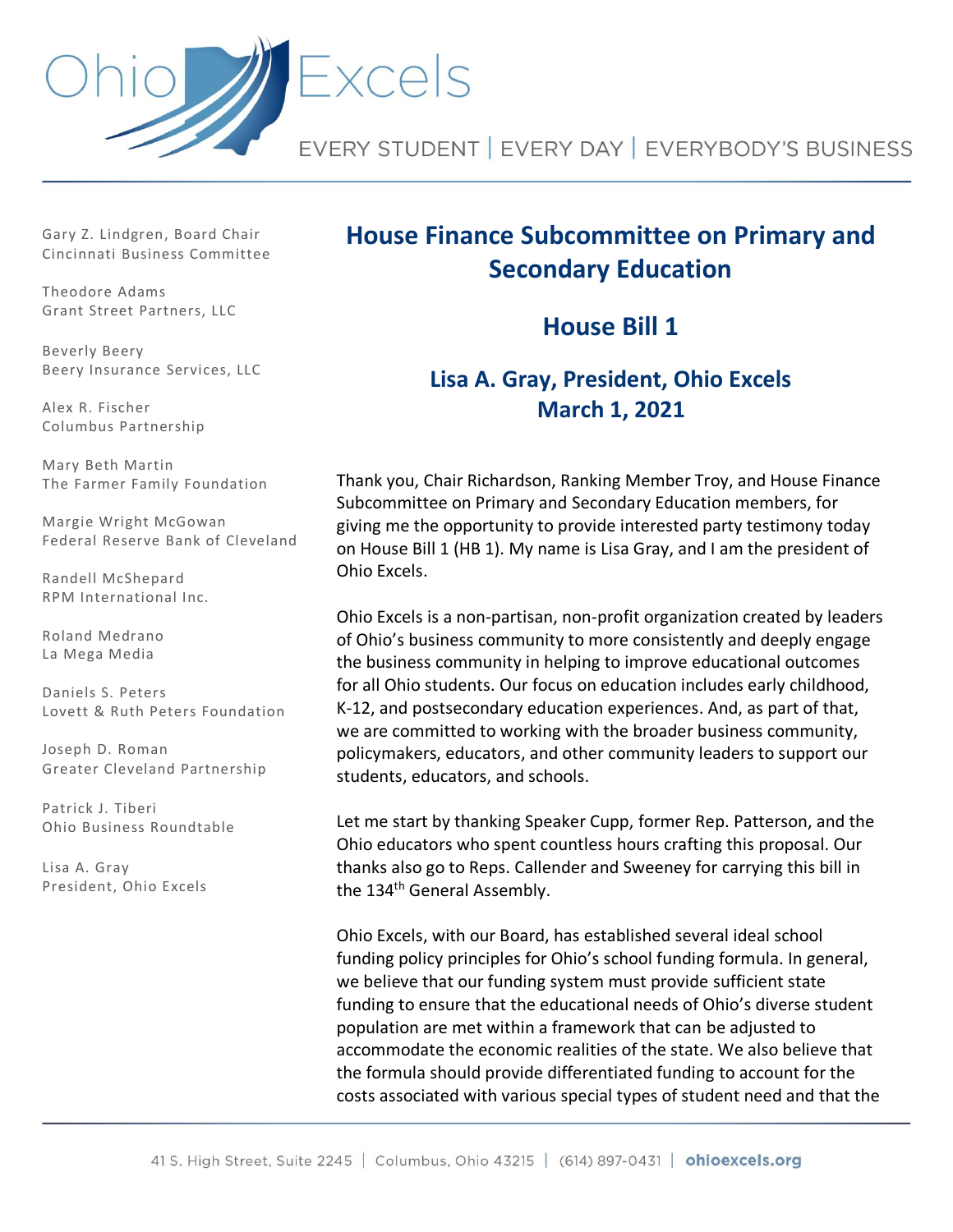# Ohio Excels

EVERY STUDENT | EVERY DAY | EVERYBODY'S BUSINESS

Gary Z. Lindgren, Board Chair
Cincinnati Business Committee

Theodore Adams
Grant Street Partners, LLC

Beverly Beery
Beery Insurance Services, LLC

Alex R. Fischer
Columbus Partnership

Mary Beth Martin
The Farmer Family Foundation

Margie Wright McGowan
Federal Reserve Bank of Cleveland

Randell McShepard
RPM International Inc.

Roland Medrano
La Mega Media

Daniels S. Peters
Lovett & Ruth Peters Foundation

Joseph D. Roman
Greater Cleveland Partnership

Patrick J. Tiberi
Ohio Business Roundtable

Lisa A. Gray
President, Ohio Excels

## House Finance Subcommittee on Primary and Secondary Education

## House Bill 1

### Lisa A. Gray, President, Ohio Excels
### March 1, 2021

Thank you, Chair Richardson, Ranking Member Troy, and House Finance Subcommittee on Primary and Secondary Education members, for giving me the opportunity to provide interested party testimony today on House Bill 1 (HB 1). My name is Lisa Gray, and I am the president of Ohio Excels.

Ohio Excels is a non-partisan, non-profit organization created by leaders of Ohio's business community to more consistently and deeply engage the business community in helping to improve educational outcomes for all Ohio students. Our focus on education includes early childhood, K-12, and postsecondary education experiences. And, as part of that, we are committed to working with the broader business community, policymakers, educators, and other community leaders to support our students, educators, and schools.

Let me start by thanking Speaker Cupp, former Rep. Patterson, and the Ohio educators who spent countless hours crafting this proposal. Our thanks also go to Reps. Callender and Sweeney for carrying this bill in the 134th General Assembly.

Ohio Excels, with our Board, has established several ideal school funding policy principles for Ohio's school funding formula. In general, we believe that our funding system must provide sufficient state funding to ensure that the educational needs of Ohio's diverse student population are met within a framework that can be adjusted to accommodate the economic realities of the state. We also believe that the formula should provide differentiated funding to account for the costs associated with various special types of student need and that the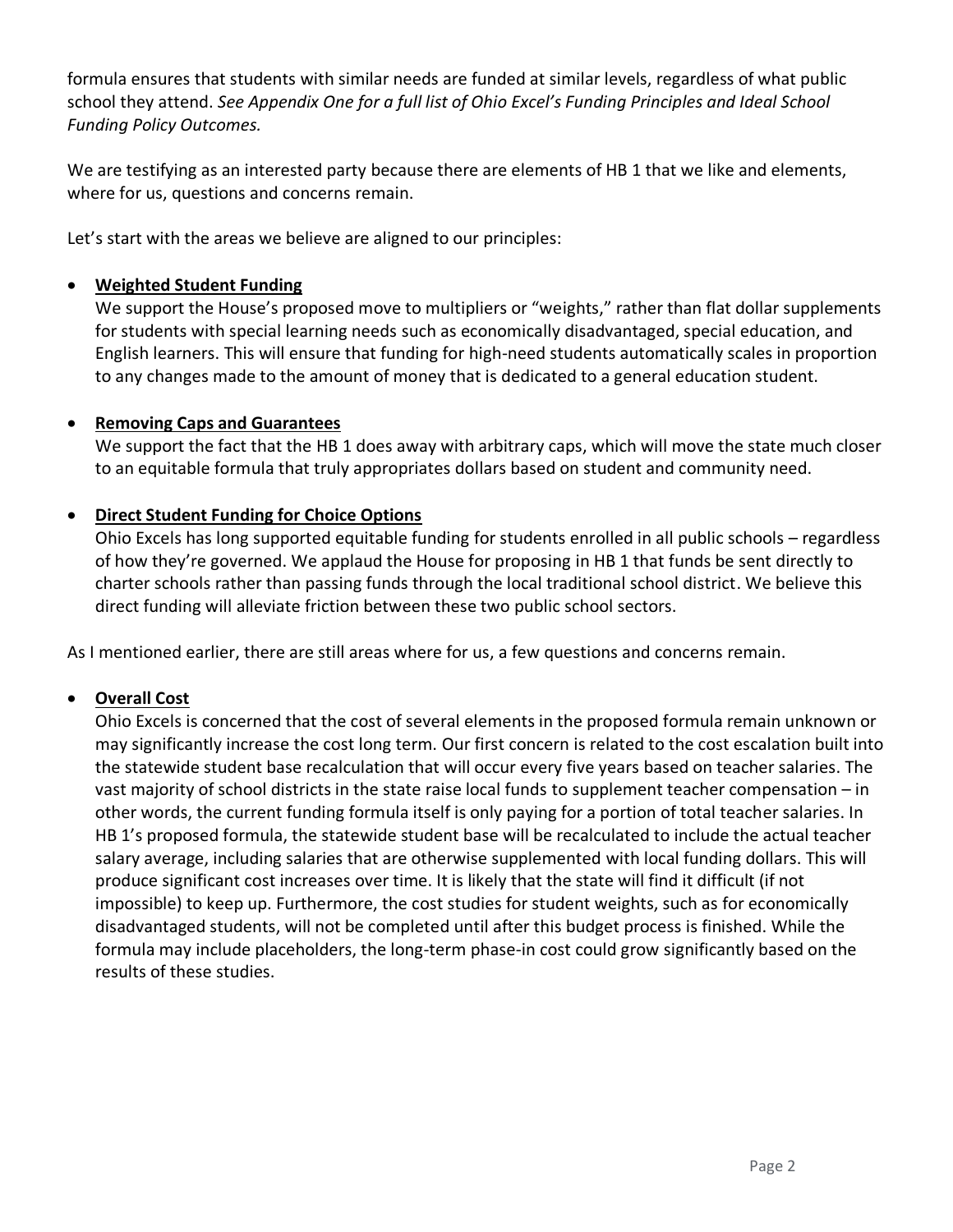formula ensures that students with similar needs are funded at similar levels, regardless of what public school they attend. *See Appendix One for a full list of Ohio Excel's Funding Principles and Ideal School Funding Policy Outcomes.*

We are testifying as an interested party because there are elements of HB 1 that we like and elements, where for us, questions and concerns remain.

Let's start with the areas we believe are aligned to our principles:

- **Weighted Student Funding**
  We support the House's proposed move to multipliers or "weights," rather than flat dollar supplements for students with special learning needs such as economically disadvantaged, special education, and English learners. This will ensure that funding for high-need students automatically scales in proportion to any changes made to the amount of money that is dedicated to a general education student.

- **Removing Caps and Guarantees**
  We support the fact that the HB 1 does away with arbitrary caps, which will move the state much closer to an equitable formula that truly appropriates dollars based on student and community need.

- **Direct Student Funding for Choice Options**
  Ohio Excels has long supported equitable funding for students enrolled in all public schools – regardless of how they're governed. We applaud the House for proposing in HB 1 that funds be sent directly to charter schools rather than passing funds through the local traditional school district. We believe this direct funding will alleviate friction between these two public school sectors.

As I mentioned earlier, there are still areas where for us, a few questions and concerns remain.

- **Overall Cost**
  Ohio Excels is concerned that the cost of several elements in the proposed formula remain unknown or may significantly increase the cost long term. Our first concern is related to the cost escalation built into the statewide student base recalculation that will occur every five years based on teacher salaries. The vast majority of school districts in the state raise local funds to supplement teacher compensation – in other words, the current funding formula itself is only paying for a portion of total teacher salaries. In HB 1's proposed formula, the statewide student base will be recalculated to include the actual teacher salary average, including salaries that are otherwise supplemented with local funding dollars. This will produce significant cost increases over time. It is likely that the state will find it difficult (if not impossible) to keep up. Furthermore, the cost studies for student weights, such as for economically disadvantaged students, will not be completed until after this budget process is finished. While the formula may include placeholders, the long-term phase-in cost could grow significantly based on the results of these studies.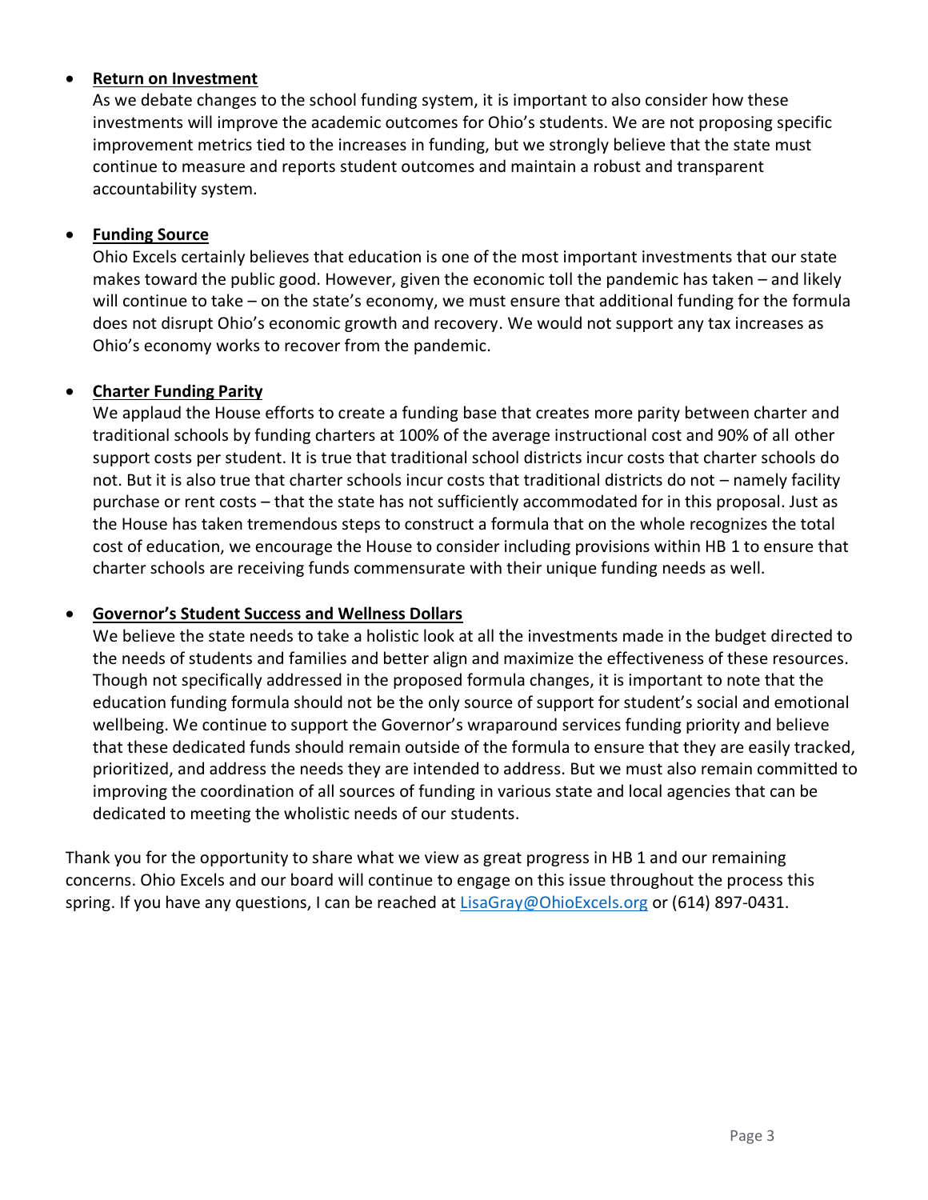- **Return on Investment**
  As we debate changes to the school funding system, it is important to also consider how these investments will improve the academic outcomes for Ohio's students. We are not proposing specific improvement metrics tied to the increases in funding, but we strongly believe that the state must continue to measure and reports student outcomes and maintain a robust and transparent accountability system.

- **Funding Source**
  Ohio Excels certainly believes that education is one of the most important investments that our state makes toward the public good. However, given the economic toll the pandemic has taken – and likely will continue to take – on the state's economy, we must ensure that additional funding for the formula does not disrupt Ohio's economic growth and recovery. We would not support any tax increases as Ohio's economy works to recover from the pandemic.

- **Charter Funding Parity**
  We applaud the House efforts to create a funding base that creates more parity between charter and traditional schools by funding charters at 100% of the average instructional cost and 90% of all other support costs per student. It is true that traditional school districts incur costs that charter schools do not. But it is also true that charter schools incur costs that traditional districts do not – namely facility purchase or rent costs – that the state has not sufficiently accommodated for in this proposal. Just as the House has taken tremendous steps to construct a formula that on the whole recognizes the total cost of education, we encourage the House to consider including provisions within HB 1 to ensure that charter schools are receiving funds commensurate with their unique funding needs as well.

- **Governor's Student Success and Wellness Dollars**
  We believe the state needs to take a holistic look at all the investments made in the budget directed to the needs of students and families and better align and maximize the effectiveness of these resources. Though not specifically addressed in the proposed formula changes, it is important to note that the education funding formula should not be the only source of support for student's social and emotional wellbeing. We continue to support the Governor's wraparound services funding priority and believe that these dedicated funds should remain outside of the formula to ensure that they are easily tracked, prioritized, and address the needs they are intended to address. But we must also remain committed to improving the coordination of all sources of funding in various state and local agencies that can be dedicated to meeting the wholistic needs of our students.

Thank you for the opportunity to share what we view as great progress in HB 1 and our remaining concerns. Ohio Excels and our board will continue to engage on this issue throughout the process this spring. If you have any questions, I can be reached at [LisaGray@OhioExcels.org](mailto:LisaGray@OhioExcels.org) or (614) 897-0431.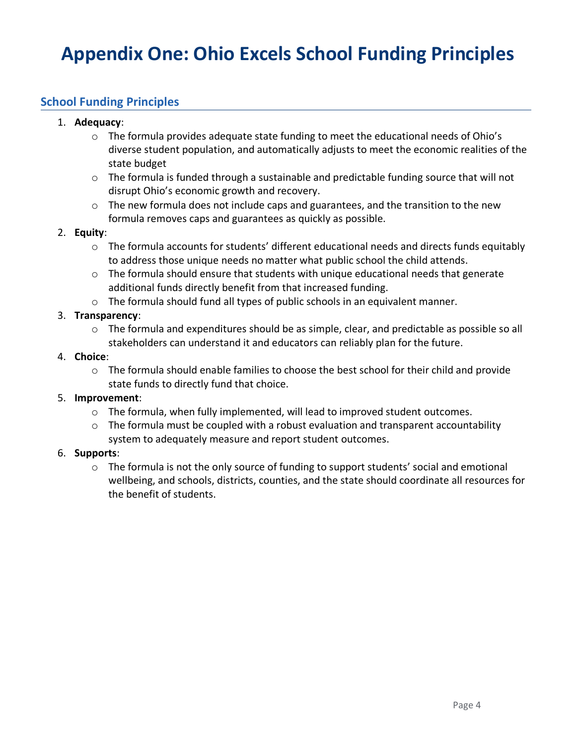# Appendix One: Ohio Excels School Funding Principles

## School Funding Principles

1. **Adequacy**:
    - The formula provides adequate state funding to meet the educational needs of Ohio's diverse student population, and automatically adjusts to meet the economic realities of the state budget
    - The formula is funded through a sustainable and predictable funding source that will not disrupt Ohio's economic growth and recovery.
    - The new formula does not include caps and guarantees, and the transition to the new formula removes caps and guarantees as quickly as possible.
2. **Equity**:
    - The formula accounts for students' different educational needs and directs funds equitably to address those unique needs no matter what public school the child attends.
    - The formula should ensure that students with unique educational needs that generate additional funds directly benefit from that increased funding.
    - The formula should fund all types of public schools in an equivalent manner.
3. **Transparency**:
    - The formula and expenditures should be as simple, clear, and predictable as possible so all stakeholders can understand it and educators can reliably plan for the future.
4. **Choice**:
    - The formula should enable families to choose the best school for their child and provide state funds to directly fund that choice.
5. **Improvement**:
    - The formula, when fully implemented, will lead to improved student outcomes.
    - The formula must be coupled with a robust evaluation and transparent accountability system to adequately measure and report student outcomes.
6. **Supports**:
    - The formula is not the only source of funding to support students' social and emotional wellbeing, and schools, districts, counties, and the state should coordinate all resources for the benefit of students.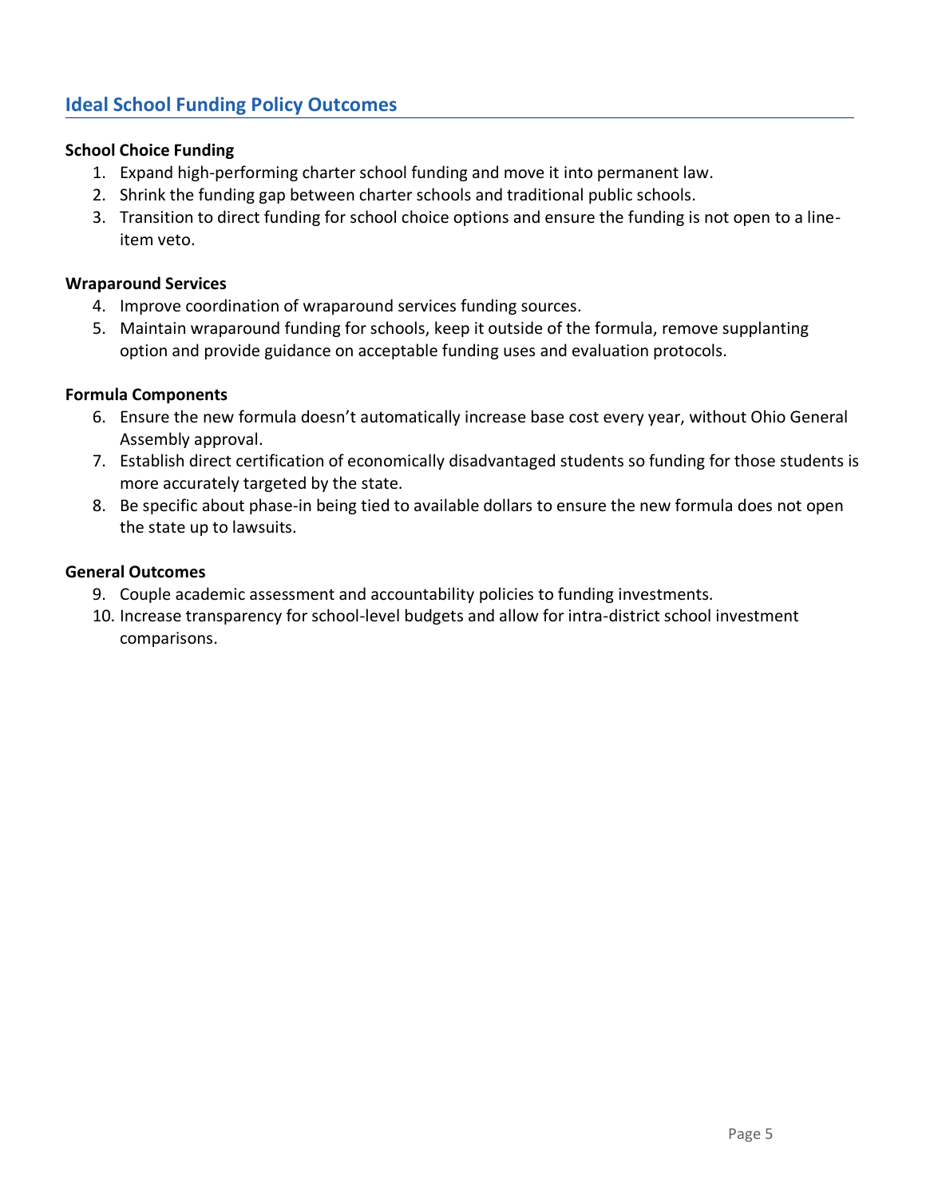## Ideal School Funding Policy Outcomes

**School Choice Funding**

1. Expand high-performing charter school funding and move it into permanent law.
2. Shrink the funding gap between charter schools and traditional public schools.
3. Transition to direct funding for school choice options and ensure the funding is not open to a line-item veto.

**Wraparound Services**

4. Improve coordination of wraparound services funding sources.
5. Maintain wraparound funding for schools, keep it outside of the formula, remove supplanting option and provide guidance on acceptable funding uses and evaluation protocols.

**Formula Components**

6. Ensure the new formula doesn't automatically increase base cost every year, without Ohio General Assembly approval.
7. Establish direct certification of economically disadvantaged students so funding for those students is more accurately targeted by the state.
8. Be specific about phase-in being tied to available dollars to ensure the new formula does not open the state up to lawsuits.

**General Outcomes**

9. Couple academic assessment and accountability policies to funding investments.
10. Increase transparency for school-level budgets and allow for intra-district school investment comparisons.